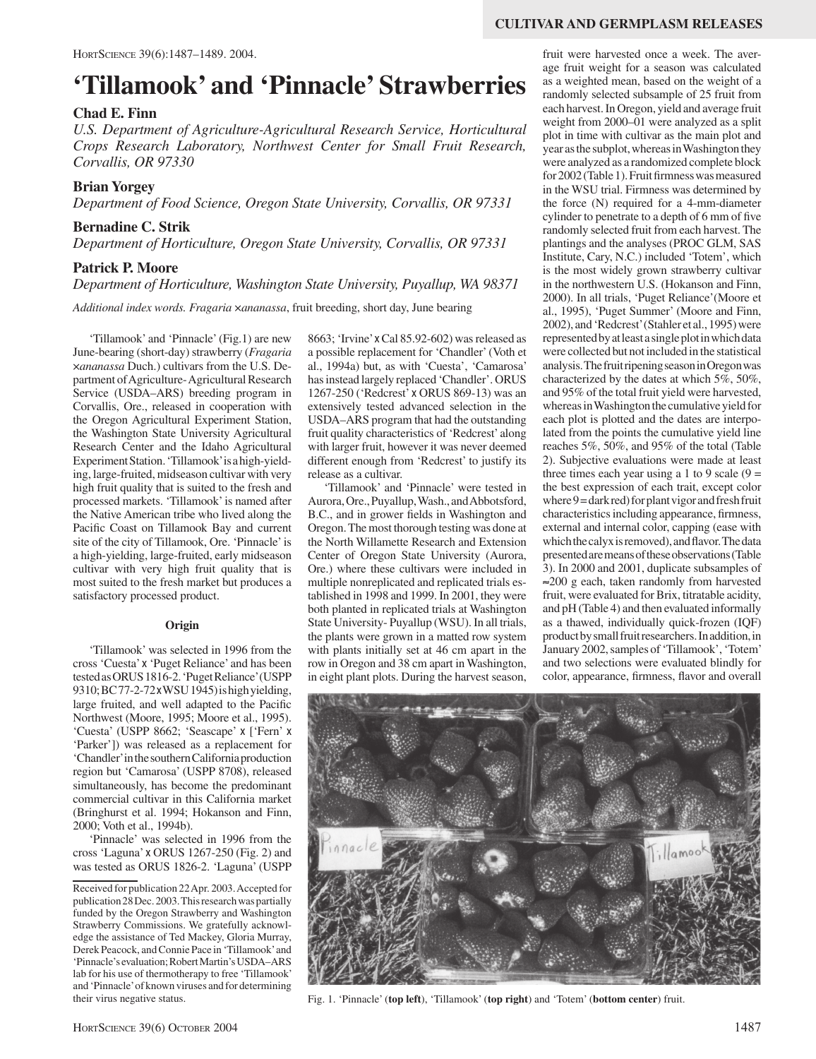# 'Tillamook' and 'Pinnacle' Strawberries

**Chad E. Finn**

*U.S. Department of Agriculture-Agricultural Research Service, Horticultural Crops Research Laboratory, Northwest Center for Small Fruit Research, Corvallis, OR 97330*

**Brian Yorgey**

*Department of Food Science, Oregon State University, Corvallis, OR 97331*

**Bernadine C. Strik**

*Department of Horticulture, Oregon State University, Corvallis, OR 97331*

**Patrick P. Moore**

*Department of Horticulture, Washington State University, Puyallup, WA 98371*

*Additional index words. Fragaria ×ananassa*, fruit breeding, short day, June bearing

'Tillamook' and 'Pinnacle' (Fig.1) are new June-bearing (short-day) strawberry (*Fragaria ×ananassa* Duch.) cultivars from the U.S. Department of Agriculture-Agricultural Research Service (USDA–ARS) breeding program in Corvallis, Ore., released in cooperation with the Oregon Agricultural Experiment Station, the Washington State University Agricultural Research Center and the Idaho Agricultural Experiment Station. 'Tillamook' is a high-yielding, large-fruited, midseason cultivar with very high fruit quality that is suited to the fresh and processed markets. 'Tillamook' is named after the Native American tribe who lived along the Pacific Coast on Tillamook Bay and current site of the city of Tillamook, Ore. 'Pinnacle' is a high-yielding, large-fruited, early midseason cultivar with very high fruit quality that is most suited to the fresh market but produces a satisfactory processed product.

## Origin

'Tillamook' was selected in 1996 from the cross 'Cuesta' x 'Puget Reliance' and has been tested as ORUS 1816-2. 'Puget Reliance' (USPP 9310; BC77-2-72 x WSU 1945) is high yielding, large fruited, and well adapted to the Pacific Northwest (Moore, 1995; Moore et al., 1995). 'Cuesta' (USPP 8662; 'Seascape' x ['Fern' x 'Parker']) was released as a replacement for 'Chandler' in the southern California production region but 'Camarosa' (USPP 8708), released simultaneously, has become the predominant commercial cultivar in this California market (Bringhurst et al. 1994; Hokanson and Finn, 2000; Voth et al., 1994b).

'Pinnacle' was selected in 1996 from the cross 'Laguna' x ORUS 1267-250 (Fig. 2) and was tested as ORUS 1826-2. 'Laguna' (USPP 8663; 'Irvine' x Cal 85.92-602) was released as a possible replacement for 'Chandler' (Voth et al., 1994a) but, as with 'Cuesta', 'Camarosa' has instead largely replaced 'Chandler'. ORUS 1267-250 ('Redcrest' x ORUS 869-13) was an extensively tested advanced selection in the USDA–ARS program that had the outstanding fruit quality characteristics of 'Redcrest' along with larger fruit, however it was never deemed different enough from 'Redcrest' to justify its release as a cultivar.

'Tillamook' and 'Pinnacle' were tested in Aurora, Ore., Puyallup, Wash., and Abbotsford, B.C., and in grower fields in Washington and Oregon. The most thorough testing was done at the North Willamette Research and Extension Center of Oregon State University (Aurora, Ore.) where these cultivars were included in multiple nonreplicated and replicated trials established in 1998 and 1999. In 2001, they were both planted in replicated trials at Washington State University- Puyallup (WSU). In all trials, the plants were grown in a matted row system with plants initially set at 46 cm apart in the row in Oregon and 38 cm apart in Washington, in eight plant plots. During the harvest season, fruit were harvested once a week. The average fruit weight for a season was calculated as a weighted mean, based on the weight of a randomly selected subsample of 25 fruit from each harvest. In Oregon, yield and average fruit weight from 2000–01 were analyzed as a split plot in time with cultivar as the main plot and year as the subplot, whereas in Washington they were analyzed as a randomized complete block for 2002 (Table 1). Fruit firmness was measured in the WSU trial. Firmness was determined by the force (N) required for a 4-mm-diameter cylinder to penetrate to a depth of 6 mm of five randomly selected fruit from each harvest. The plantings and the analyses (PROC GLM, SAS Institute, Cary, N.C.) included 'Totem', which is the most widely grown strawberry cultivar in the northwestern U.S. (Hokanson and Finn, 2000). In all trials, 'Puget Reliance' (Moore et al., 1995), 'Puget Summer' (Moore and Finn, 2002), and 'Redcrest' (Stahler et al., 1995) were represented by at least a single plot in which data were collected but not included in the statistical analysis. The fruit ripening season in Oregon was characterized by the dates at which 5%, 50%, and 95% of the total fruit yield were harvested, whereas in Washington the cumulative yield for each plot is plotted and the dates are interpolated from the points the cumulative yield line reaches 5%, 50%, and 95% of the total (Table 2). Subjective evaluations were made at least three times each year using a 1 to 9 scale (9 = the best expression of each trait, except color where 9 = dark red) for plant vigor and fresh fruit characteristics including appearance, firmness, external and internal color, capping (ease with which the calyx is removed), and flavor. The data presented are means of these observations (Table 3). In 2000 and 2001, duplicate subsamples of ≈200 g each, taken randomly from harvested fruit, were evaluated for Brix, titratable acidity, and pH (Table 4) and then evaluated informally as a thawed, individually quick-frozen (IQF) product by small fruit researchers. In addition, in January 2002, samples of 'Tillamook', 'Totem' and two selections were evaluated blindly for color, appearance, firmness, flavor and overall

Fig. 1. 'Pinnacle' (**top left**), 'Tillamook' (**top right**) and 'Totem' (**bottom center**) fruit.

Received for publication 22 Apr. 2003. Accepted for publication 28 Dec. 2003. This research was partially funded by the Oregon Strawberry and Washington Strawberry Commissions. We gratefully acknowledge the assistance of Ted Mackey, Gloria Murray, Derek Peacock, and Connie Pace in 'Tillamook' and 'Pinnacle's evaluation; Robert Martin's USDA–ARS lab for his use of thermotherapy to free 'Tillamook' and 'Pinnacle' of known viruses and for determining their virus negative status.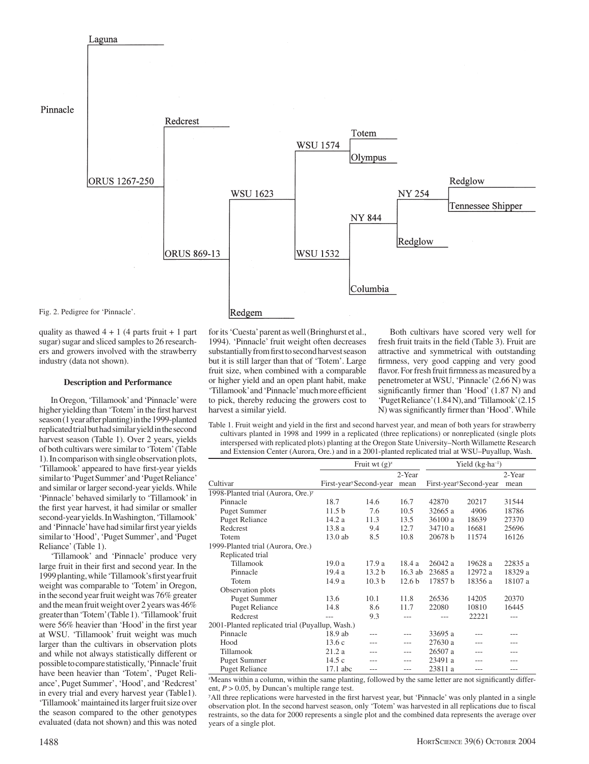Fig. 2. Pedigree for 'Pinnacle'.

quality as thawed 4 + 1 (4 parts fruit + 1 part sugar) sugar and sliced samples to 26 researchers and growers involved with the strawberry industry (data not shown).

## Description and Performance

In Oregon, 'Tillamook' and 'Pinnacle' were higher yielding than 'Totem' in the first harvest season (1 year after planting) in the 1999-planted replicated trial but had similar yield in the second harvest season (Table 1). Over 2 years, yields of both cultivars were similar to 'Totem' (Table 1). In comparison with single observation plots, 'Tillamook' appeared to have first-year yields similar to 'Puget Summer' and 'Puget Reliance' and similar or larger second-year yields. While 'Pinnacle' behaved similarly to 'Tillamook' in the first year harvest, it had similar or smaller second-year yields. In Washington, 'Tillamook' and 'Pinnacle' have had similar first year yields similar to 'Hood', 'Puget Summer', and 'Puget Reliance' (Table 1).

'Tillamook' and 'Pinnacle' produce very large fruit in their first and second year. In the 1999 planting, while 'Tillamook's first year fruit weight was comparable to 'Totem' in Oregon, in the second year fruit weight was 76% greater and the mean fruit weight over 2 years was 46% greater than 'Totem' (Table 1). 'Tillamook' fruit were 56% heavier than 'Hood' in the first year at WSU. 'Tillamook' fruit weight was much larger than the cultivars in observation plots and while not always statistically different or possible to compare statistically, 'Pinnacle' fruit have been heavier than 'Totem', 'Puget Reliance', Puget Summer', 'Hood', and 'Redcrest' in every trial and every harvest year (Table1). 'Tillamook' maintained its larger fruit size over the season compared to the other genotypes evaluated (data not shown) and this was noted for its 'Cuesta' parent as well (Bringhurst et al., 1994). 'Pinnacle' fruit weight often decreases substantially from first to second harvest season but it is still larger than that of 'Totem'. Large fruit size, when combined with a comparable or higher yield and an open plant habit, make 'Tillamook' and 'Pinnacle' much more efficient to pick, thereby reducing the growers cost to harvest a similar yield.

Both cultivars have scored very well for fresh fruit traits in the field (Table 3). Fruit are attractive and symmetrical with outstanding firmness, very good capping and very good flavor. For fresh fruit firmness as measured by a penetrometer at WSU, 'Pinnacle' (2.66 N) was significantly firmer than 'Hood' (1.87 N) and 'Puget Reliance' (1.84 N), and 'Tillamook' (2.15 N) was significantly firmer than 'Hood'. While

Table 1. Fruit weight and yield in the first and second harvest year, and mean of both years for strawberry cultivars planted in 1998 and 1999 in a replicated (three replications) or nonreplicated (single plots interspersed with replicated plots) planting at the Oregon State University–North Willamette Research and Extension Center (Aurora, Ore.) and in a 2001-planted replicated trial at WSU–Puyallup, Wash.

| | Fruit wt (g)[z] | | | Yield (kg·ha$^{-1}$) | | |
|---|---|---|---|---|---|---|
| Cultivar | First-year[y] | Second-year | 2-Year mean | First-year[y] | Second-year | 2-Year mean |
| 1998-Planted trial (Aurora, Ore.)[y] | | | | | | |
| Pinnacle | 18.7 | 14.6 | 16.7 | 42870 | 20217 | 31544 |
| Puget Summer | 11.5 b | 7.6 | 10.5 | 32665 a | 4906 | 18786 |
| Puget Reliance | 14.2 a | 11.3 | 13.5 | 36100 a | 18639 | 27370 |
| Redcrest | 13.8 a | 9.4 | 12.7 | 34710 a | 16681 | 25696 |
| Totem | 13.0 ab | 8.5 | 10.8 | 20678 b | 11574 | 16126 |
| 1999-Planted trial (Aurora, Ore.) | | | | | | |
| Replicated trial | | | | | | |
| Tillamook | 19.0 a | 17.9 a | 18.4 a | 26042 a | 19628 a | 22835 a |
| Pinnacle | 19.4 a | 13.2 b | 16.3 ab | 23685 a | 12972 a | 18329 a |
| Totem | 14.9 a | 10.3 b | 12.6 b | 17857 b | 18356 a | 18107 a |
| Observation plots | | | | | | |
| Puget Summer | 13.6 | 10.1 | 11.8 | 26536 | 14205 | 20370 |
| Puget Reliance | 14.8 | 8.6 | 11.7 | 22080 | 10810 | 16445 |
| Redcrest | --- | 9.3 | --- | --- | 22221 | --- |
| 2001-Planted replicated trial (Puyallup, Wash.) | | | | | | |
| Pinnacle | 18.9 ab | --- | --- | 33695 a | --- | --- |
| Hood | 13.6 c | --- | --- | 27630 a | --- | --- |
| Tillamook | 21.2 a | --- | --- | 26507 a | --- | --- |
| Puget Summer | 14.5 c | --- | --- | 23491 a | --- | --- |
| Puget Reliance | 17.1 abc | --- | --- | 23811 a | --- | --- |

[z]Means within a column, within the same planting, followed by the same letter are not significantly different, $P > 0.05$, by Duncan's multiple range test.

[y]All three replications were harvested in the first harvest year, but 'Pinnacle' was only planted in a single observation plot. In the second harvest season, only 'Totem' was harvested in all replications due to fiscal restraints, so the data for 2000 represents a single plot and the combined data represents the average over years of a single plot.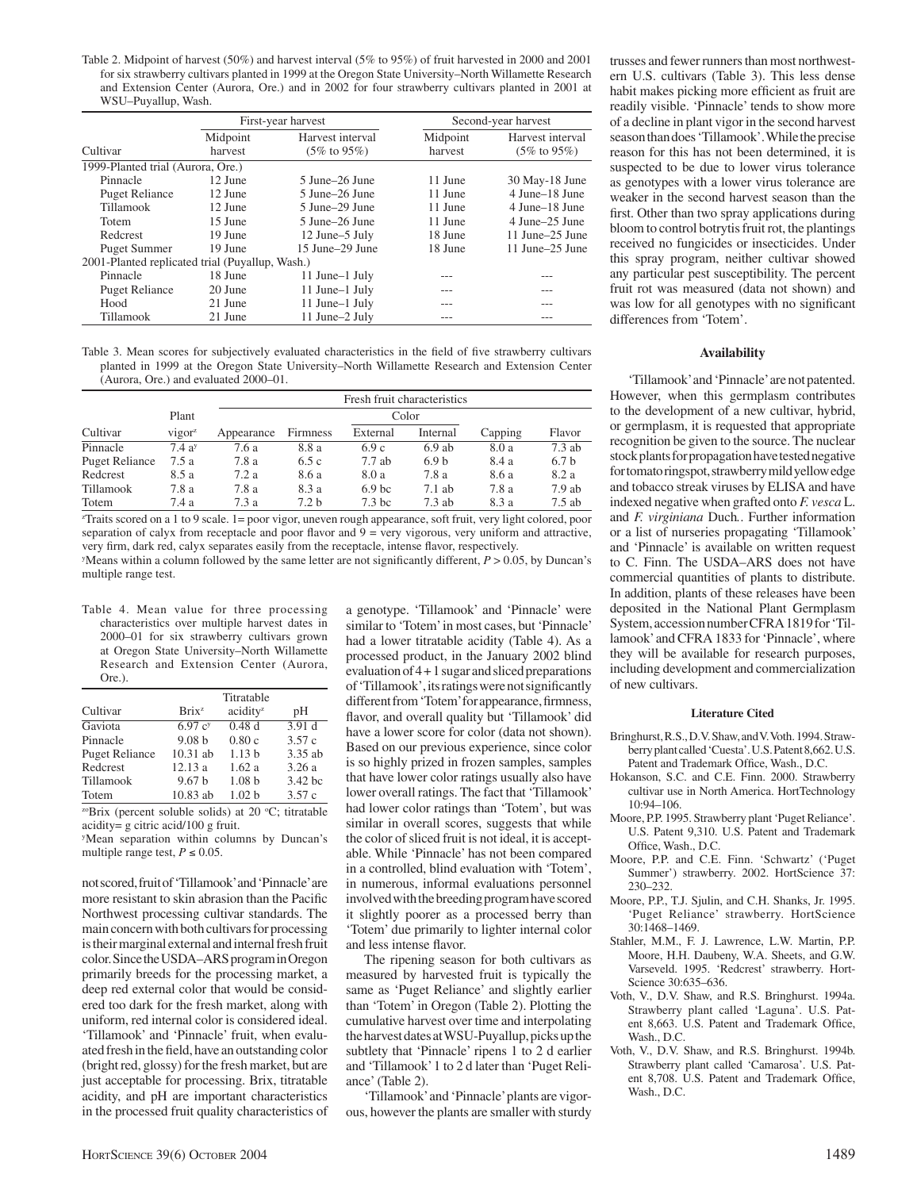Table 2. Midpoint of harvest (50%) and harvest interval (5% to 95%) of fruit harvested in 2000 and 2001 for six strawberry cultivars planted in 1999 at the Oregon State University–North Willamette Research and Extension Center (Aurora, Ore.) and in 2002 for four strawberry cultivars planted in 2001 at WSU–Puyallup, Wash.

| | First-year harvest | | Second-year harvest | |
|---|---|---|---|---|
| Cultivar | Midpoint harvest | Harvest interval (5% to 95%) | Midpoint harvest | Harvest interval (5% to 95%) |
| 1999-Planted trial (Aurora, Ore.) | | | | |
| Pinnacle | 12 June | 5 June–26 June | 11 June | 30 May-18 June |
| Puget Reliance | 12 June | 5 June–26 June | 11 June | 4 June–18 June |
| Tillamook | 12 June | 5 June–29 June | 11 June | 4 June–18 June |
| Totem | 15 June | 5 June–26 June | 11 June | 4 June–25 June |
| Redcrest | 19 June | 12 June–5 July | 18 June | 11 June–25 June |
| Puget Summer | 19 June | 15 June–29 June | 18 June | 11 June–25 June |
| 2001-Planted replicated trial (Puyallup, Wash.) | | | | |
| Pinnacle | 18 June | 11 June–1 July | --- | --- |
| Puget Reliance | 20 June | 11 June–1 July | --- | --- |
| Hood | 21 June | 11 June–1 July | --- | --- |
| Tillamook | 21 June | 11 June–2 July | --- | --- |

Table 3. Mean scores for subjectively evaluated characteristics in the field of five strawberry cultivars planted in 1999 at the Oregon State University–North Willamette Research and Extension Center (Aurora, Ore.) and evaluated 2000–01.

| | | Fresh fruit characteristics | | | | | |
|---|---|---|---|---|---|---|---|
| | Plant | | | Color | | | |
| Cultivar | vigor[z] | Appearance | Firmness | External | Internal | Capping | Flavor |
| Pinnacle | 7.4 a[y] | 7.6 a | 8.8 a | 6.9 c | 6.9 ab | 8.0 a | 7.3 ab |
| Puget Reliance | 7.5 a | 7.8 a | 6.5 c | 7.7 ab | 6.9 b | 8.4 a | 6.7 b |
| Redcrest | 8.5 a | 7.2 a | 8.6 a | 8.0 a | 7.8 a | 8.6 a | 8.2 a |
| Tillamook | 7.8 a | 7.8 a | 8.3 a | 6.9 bc | 7.1 ab | 7.8 a | 7.9 ab |
| Totem | 7.4 a | 7.3 a | 7.2 b | 7.3 bc | 7.3 ab | 8.3 a | 7.5 ab |

[z]Traits scored on a 1 to 9 scale. 1= poor vigor, uneven rough appearance, soft fruit, very light colored, poor separation of calyx from receptacle and poor flavor and 9 = very vigorous, very uniform and attractive, very firm, dark red, calyx separates easily from the receptacle, intense flavor, respectively.

[y]Means within a column followed by the same letter are not significantly different, $P > 0.05$, by Duncan's multiple range test.

Table 4. Mean value for three processing characteristics over multiple harvest dates in 2000–01 for six strawberry cultivars grown at Oregon State University–North Willamette Research and Extension Center (Aurora, Ore.).

| Cultivar | Brix[z] | Titratable acidity[z] | pH |
|---|---|---|---|
| Gaviota | 6.97 c[y] | 0.48 d | 3.91 d |
| Pinnacle | 9.08 b | 0.80 c | 3.57 c |
| Puget Reliance | 10.31 ab | 1.13 b | 3.35 ab |
| Redcrest | 12.13 a | 1.62 a | 3.26 a |
| Tillamook | 9.67 b | 1.08 b | 3.42 bc |
| Totem | 10.83 ab | 1.02 b | 3.57 c |

[z]°Brix (percent soluble solids) at 20 °C; titratable acidity= g citric acid/100 g fruit.

[y]Mean separation within columns by Duncan's multiple range test, $P \leq 0.05$.

not scored, fruit of 'Tillamook' and 'Pinnacle' are more resistant to skin abrasion than the Pacific Northwest processing cultivar standards. The main concern with both cultivars for processing is their marginal external and internal fresh fruit color. Since the USDA–ARS program in Oregon primarily breeds for the processing market, a deep red external color that would be considered too dark for the fresh market, along with uniform, red internal color is considered ideal. 'Tillamook' and 'Pinnacle' fruit, when evaluated fresh in the field, have an outstanding color (bright red, glossy) for the fresh market, but are just acceptable for processing. Brix, titratable acidity, and pH are important characteristics in the processed fruit quality characteristics of a genotype. 'Tillamook' and 'Pinnacle' were similar to 'Totem' in most cases, but 'Pinnacle' had a lower titratable acidity (Table 4). As a processed product, in the January 2002 blind evaluation of 4 + 1 sugar and sliced preparations of 'Tillamook', its ratings were not significantly different from 'Totem' for appearance, firmness, flavor, and overall quality but 'Tillamook' did have a lower score for color (data not shown). Based on our previous experience, since color is so highly prized in frozen samples, samples that have lower color ratings usually also have lower overall ratings. The fact that 'Tillamook' had lower color ratings than 'Totem', but was similar in overall scores, suggests that while the color of sliced fruit is not ideal, it is acceptable. While 'Pinnacle' has not been compared in a controlled, blind evaluation with 'Totem', in numerous, informal evaluations personnel involved with the breeding program have scored it slightly poorer as a processed berry than 'Totem' due primarily to lighter internal color and less intense flavor.

The ripening season for both cultivars as measured by harvested fruit is typically the same as 'Puget Reliance' and slightly earlier than 'Totem' in Oregon (Table 2). Plotting the cumulative harvest over time and interpolating the harvest dates at WSU-Puyallup, picks up the subtlety that 'Pinnacle' ripens 1 to 2 d earlier and 'Tillamook' 1 to 2 d later than 'Puget Reliance' (Table 2).

'Tillamook' and 'Pinnacle' plants are vigorous, however the plants are smaller with sturdy trusses and fewer runners than most northwestern U.S. cultivars (Table 3). This less dense habit makes picking more efficient as fruit are readily visible. 'Pinnacle' tends to show more of a decline in plant vigor in the second harvest season than does 'Tillamook'. While the precise reason for this has not been determined, it is suspected to be due to lower virus tolerance as genotypes with a lower virus tolerance are weaker in the second harvest season than the first. Other than two spray applications during bloom to control botrytis fruit rot, the plantings received no fungicides or insecticides. Under this spray program, neither cultivar showed any particular pest susceptibility. The percent fruit rot was measured (data not shown) and was low for all genotypes with no significant differences from 'Totem'.

## Availability

'Tillamook' and 'Pinnacle' are not patented. However, when this germplasm contributes to the development of a new cultivar, hybrid, or germplasm, it is requested that appropriate recognition be given to the source. The nuclear stock plants for propagation have tested negative for tomato ringspot, strawberry mild yellow edge and tobacco streak viruses by ELISA and have indexed negative when grafted onto *F. vesca* L. and *F. virginiana* Duch.. Further information or a list of nurseries propagating 'Tillamook' and 'Pinnacle' is available on written request to C. Finn. The USDA–ARS does not have commercial quantities of plants to distribute. In addition, plants of these releases have been deposited in the National Plant Germplasm System, accession number CFRA 1819 for 'Tillamook' and CFRA 1833 for 'Pinnacle', where they will be available for research purposes, including development and commercialization of new cultivars.

## Literature Cited

- Bringhurst, R.S., D.V. Shaw, and V. Voth. 1994. Strawberry plant called 'Cuesta'. U.S. Patent 8,662. U.S. Patent and Trademark Office, Wash., D.C.
- Hokanson, S.C. and C.E. Finn. 2000. Strawberry cultivar use in North America. HortTechnology 10:94–106.
- Moore, P.P. 1995. Strawberry plant 'Puget Reliance'. U.S. Patent 9,310. U.S. Patent and Trademark Office, Wash., D.C.
- Moore, P.P. and C.E. Finn. 'Schwartz' ('Puget Summer') strawberry. 2002. HortScience 37: 230–232.
- Moore, P.P., T.J. Sjulin, and C.H. Shanks, Jr. 1995. 'Puget Reliance' strawberry. HortScience 30:1468–1469.
- Stahler, M.M., F. J. Lawrence, L.W. Martin, P.P. Moore, H.H. Daubeny, W.A. Sheets, and G.W. Varseveld. 1995. 'Redcrest' strawberry. HortScience 30:635–636.
- Voth, V., D.V. Shaw, and R.S. Bringhurst. 1994a. Strawberry plant called 'Laguna'. U.S. Patent 8,663. U.S. Patent and Trademark Office, Wash., D.C.
- Voth, V., D.V. Shaw, and R.S. Bringhurst. 1994b. Strawberry plant called 'Camarosa'. U.S. Patent 8,708. U.S. Patent and Trademark Office, Wash., D.C.